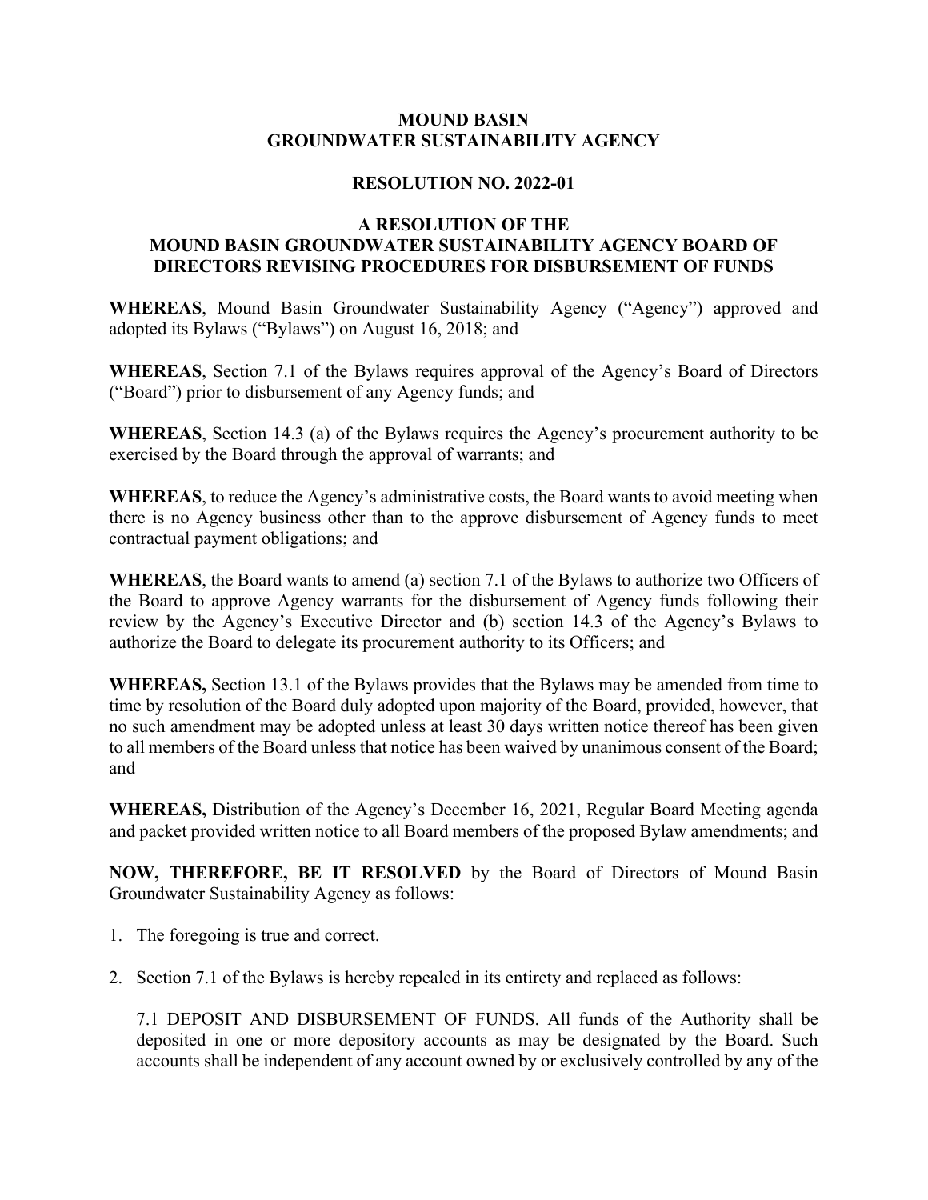**MOUND BASIN**
**GROUNDWATER SUSTAINABILITY AGENCY**

**RESOLUTION NO. 2022-01**

**A RESOLUTION OF THE MOUND BASIN GROUNDWATER SUSTAINABILITY AGENCY BOARD OF DIRECTORS REVISING PROCEDURES FOR DISBURSEMENT OF FUNDS**

**WHEREAS**, Mound Basin Groundwater Sustainability Agency ("Agency") approved and adopted its Bylaws ("Bylaws") on August 16, 2018; and

**WHEREAS**, Section 7.1 of the Bylaws requires approval of the Agency's Board of Directors ("Board") prior to disbursement of any Agency funds; and

**WHEREAS**, Section 14.3 (a) of the Bylaws requires the Agency's procurement authority to be exercised by the Board through the approval of warrants; and

**WHEREAS**, to reduce the Agency's administrative costs, the Board wants to avoid meeting when there is no Agency business other than to the approve disbursement of Agency funds to meet contractual payment obligations; and

**WHEREAS**, the Board wants to amend (a) section 7.1 of the Bylaws to authorize two Officers of the Board to approve Agency warrants for the disbursement of Agency funds following their review by the Agency's Executive Director and (b) section 14.3 of the Agency's Bylaws to authorize the Board to delegate its procurement authority to its Officers; and

**WHEREAS,** Section 13.1 of the Bylaws provides that the Bylaws may be amended from time to time by resolution of the Board duly adopted upon majority of the Board, provided, however, that no such amendment may be adopted unless at least 30 days written notice thereof has been given to all members of the Board unless that notice has been waived by unanimous consent of the Board; and

**WHEREAS,** Distribution of the Agency's December 16, 2021, Regular Board Meeting agenda and packet provided written notice to all Board members of the proposed Bylaw amendments; and

**NOW, THEREFORE, BE IT RESOLVED** by the Board of Directors of Mound Basin Groundwater Sustainability Agency as follows:

1. The foregoing is true and correct.

2. Section 7.1 of the Bylaws is hereby repealed in its entirety and replaced as follows:

   7.1 DEPOSIT AND DISBURSEMENT OF FUNDS. All funds of the Authority shall be deposited in one or more depository accounts as may be designated by the Board. Such accounts shall be independent of any account owned by or exclusively controlled by any of the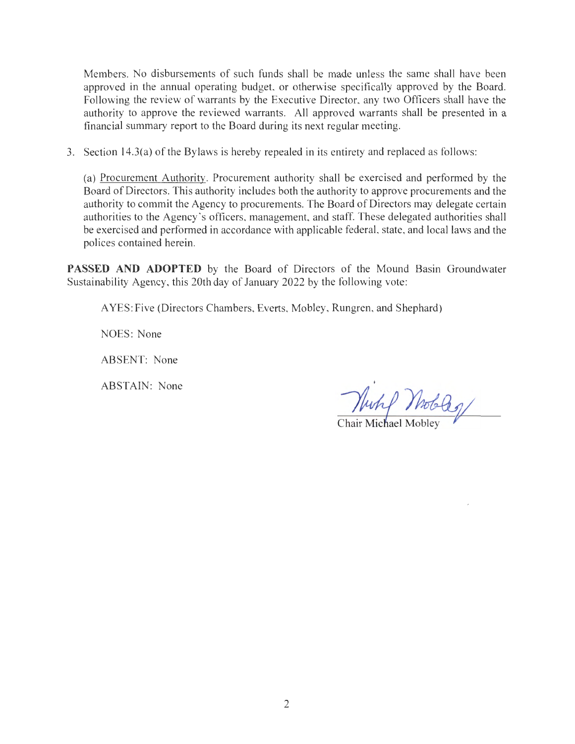Members. No disbursements of such funds shall be made unless the same shall have been approved in the annual operating budget, or otherwise specifically approved by the Board. Following the review of warrants by the Executive Director, any two Officers shall have the authority to approve the reviewed warrants. All approved warrants shall be presented in a financial summary report to the Board during its next regular meeting.

3. Section 14.3(a) of the Bylaws is hereby repealed in its entirety and replaced as follows:

   (a) Procurement Authority. Procurement authority shall be exercised and performed by the Board of Directors. This authority includes both the authority to approve procurements and the authority to commit the Agency to procurements. The Board of Directors may delegate certain authorities to the Agency's officers, management, and staff. These delegated authorities shall be exercised and performed in accordance with applicable federal, state, and local laws and the polices contained herein.

**PASSED AND ADOPTED** by the Board of Directors of the Mound Basin Groundwater Sustainability Agency, this 20th day of January 2022 by the following vote:

AYES: Five (Directors Chambers, Everts, Mobley, Rungren, and Shephard)

NOES: None

ABSENT: None

ABSTAIN: None

Chair Michael Mobley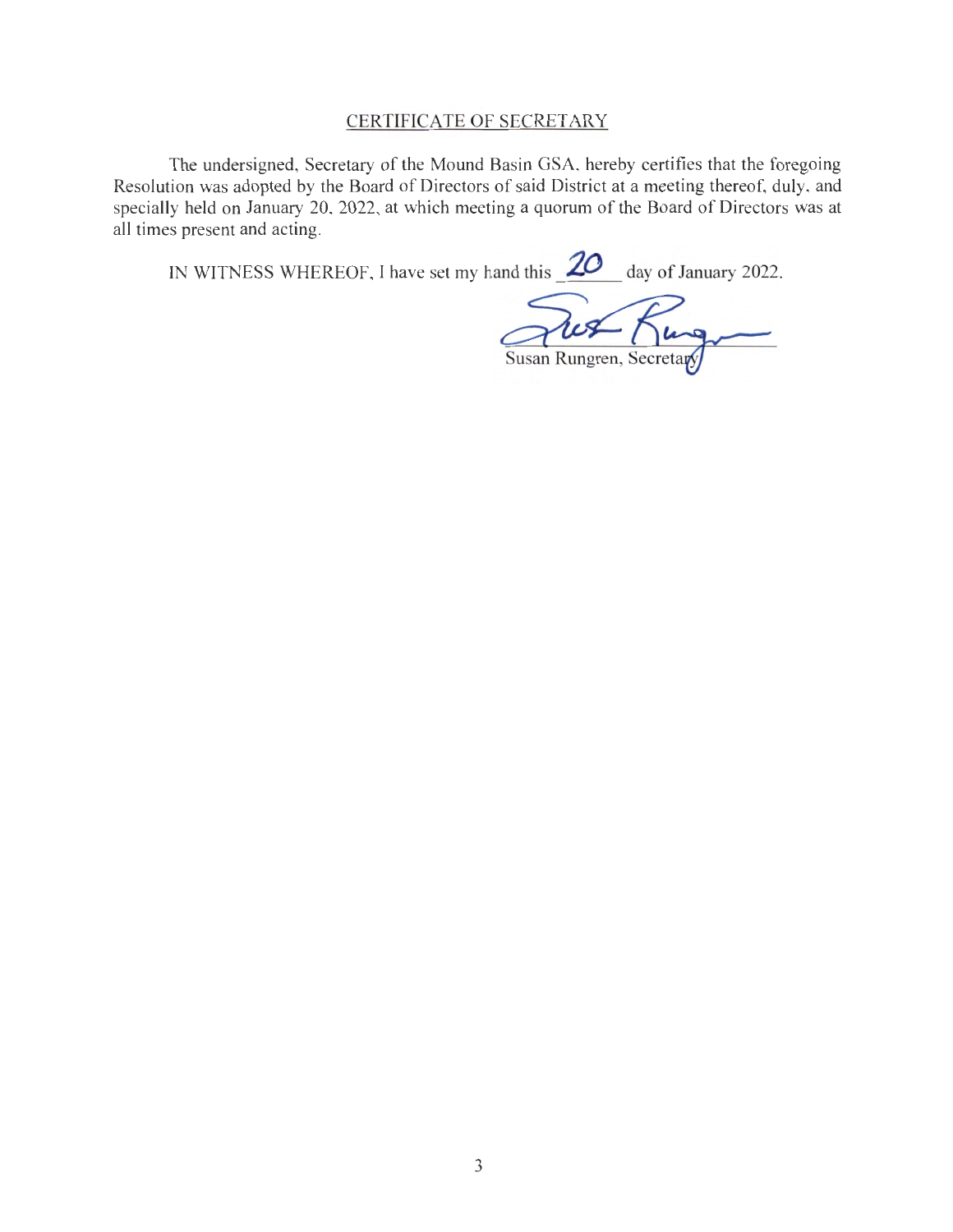## CERTIFICATE OF SECRETARY

The undersigned, Secretary of the Mound Basin GSA, hereby certifies that the foregoing Resolution was adopted by the Board of Directors of said District at a meeting thereof, duly, and specially held on January 20, 2022, at which meeting a quorum of the Board of Directors was at all times present and acting.

IN WITNESS WHEREOF, I have set my hand this 20 day of January 2022.

Susan Rungren, Secretary